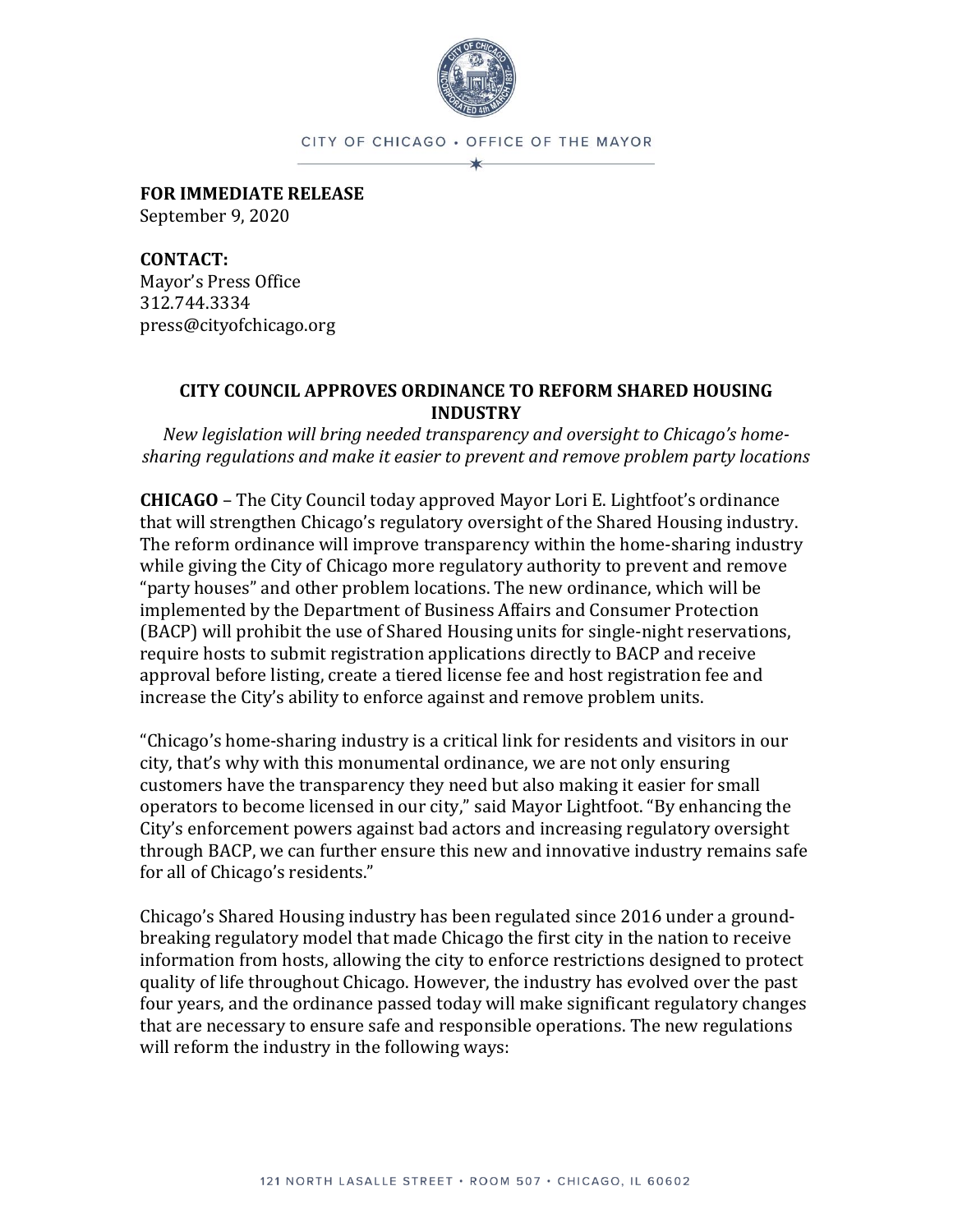CITY OF CHICAGO • OFFICE OF THE MAYOR

**FOR IMMEDIATE RELEASE**
September 9, 2020

**CONTACT:**
Mayor's Press Office
312.744.3334
press@cityofchicago.org

## CITY COUNCIL APPROVES ORDINANCE TO REFORM SHARED HOUSING INDUSTRY

*New legislation will bring needed transparency and oversight to Chicago's home-sharing regulations and make it easier to prevent and remove problem party locations*

**CHICAGO** – The City Council today approved Mayor Lori E. Lightfoot's ordinance that will strengthen Chicago's regulatory oversight of the Shared Housing industry. The reform ordinance will improve transparency within the home-sharing industry while giving the City of Chicago more regulatory authority to prevent and remove "party houses" and other problem locations. The new ordinance, which will be implemented by the Department of Business Affairs and Consumer Protection (BACP) will prohibit the use of Shared Housing units for single-night reservations, require hosts to submit registration applications directly to BACP and receive approval before listing, create a tiered license fee and host registration fee and increase the City's ability to enforce against and remove problem units.

"Chicago's home-sharing industry is a critical link for residents and visitors in our city, that's why with this monumental ordinance, we are not only ensuring customers have the transparency they need but also making it easier for small operators to become licensed in our city," said Mayor Lightfoot. "By enhancing the City's enforcement powers against bad actors and increasing regulatory oversight through BACP, we can further ensure this new and innovative industry remains safe for all of Chicago's residents."

Chicago's Shared Housing industry has been regulated since 2016 under a ground-breaking regulatory model that made Chicago the first city in the nation to receive information from hosts, allowing the city to enforce restrictions designed to protect quality of life throughout Chicago. However, the industry has evolved over the past four years, and the ordinance passed today will make significant regulatory changes that are necessary to ensure safe and responsible operations. The new regulations will reform the industry in the following ways: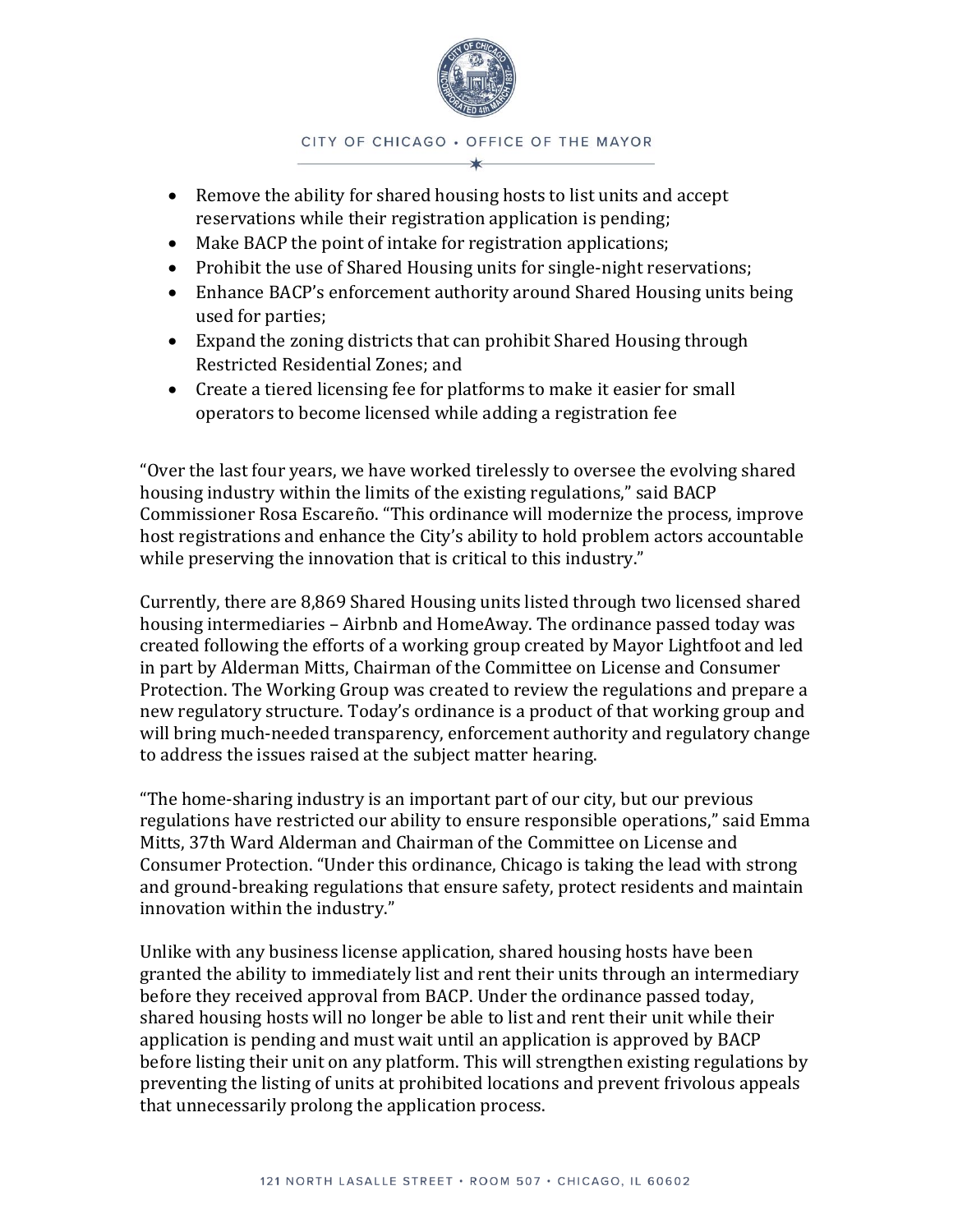- Remove the ability for shared housing hosts to list units and accept reservations while their registration application is pending;
- Make BACP the point of intake for registration applications;
- Prohibit the use of Shared Housing units for single-night reservations;
- Enhance BACP's enforcement authority around Shared Housing units being used for parties;
- Expand the zoning districts that can prohibit Shared Housing through Restricted Residential Zones; and
- Create a tiered licensing fee for platforms to make it easier for small operators to become licensed while adding a registration fee

"Over the last four years, we have worked tirelessly to oversee the evolving shared housing industry within the limits of the existing regulations," said BACP Commissioner Rosa Escareño. "This ordinance will modernize the process, improve host registrations and enhance the City's ability to hold problem actors accountable while preserving the innovation that is critical to this industry."

Currently, there are 8,869 Shared Housing units listed through two licensed shared housing intermediaries – Airbnb and HomeAway. The ordinance passed today was created following the efforts of a working group created by Mayor Lightfoot and led in part by Alderman Mitts, Chairman of the Committee on License and Consumer Protection. The Working Group was created to review the regulations and prepare a new regulatory structure. Today's ordinance is a product of that working group and will bring much-needed transparency, enforcement authority and regulatory change to address the issues raised at the subject matter hearing.

"The home-sharing industry is an important part of our city, but our previous regulations have restricted our ability to ensure responsible operations," said Emma Mitts, 37th Ward Alderman and Chairman of the Committee on License and Consumer Protection. "Under this ordinance, Chicago is taking the lead with strong and ground-breaking regulations that ensure safety, protect residents and maintain innovation within the industry."

Unlike with any business license application, shared housing hosts have been granted the ability to immediately list and rent their units through an intermediary before they received approval from BACP. Under the ordinance passed today, shared housing hosts will no longer be able to list and rent their unit while their application is pending and must wait until an application is approved by BACP before listing their unit on any platform. This will strengthen existing regulations by preventing the listing of units at prohibited locations and prevent frivolous appeals that unnecessarily prolong the application process.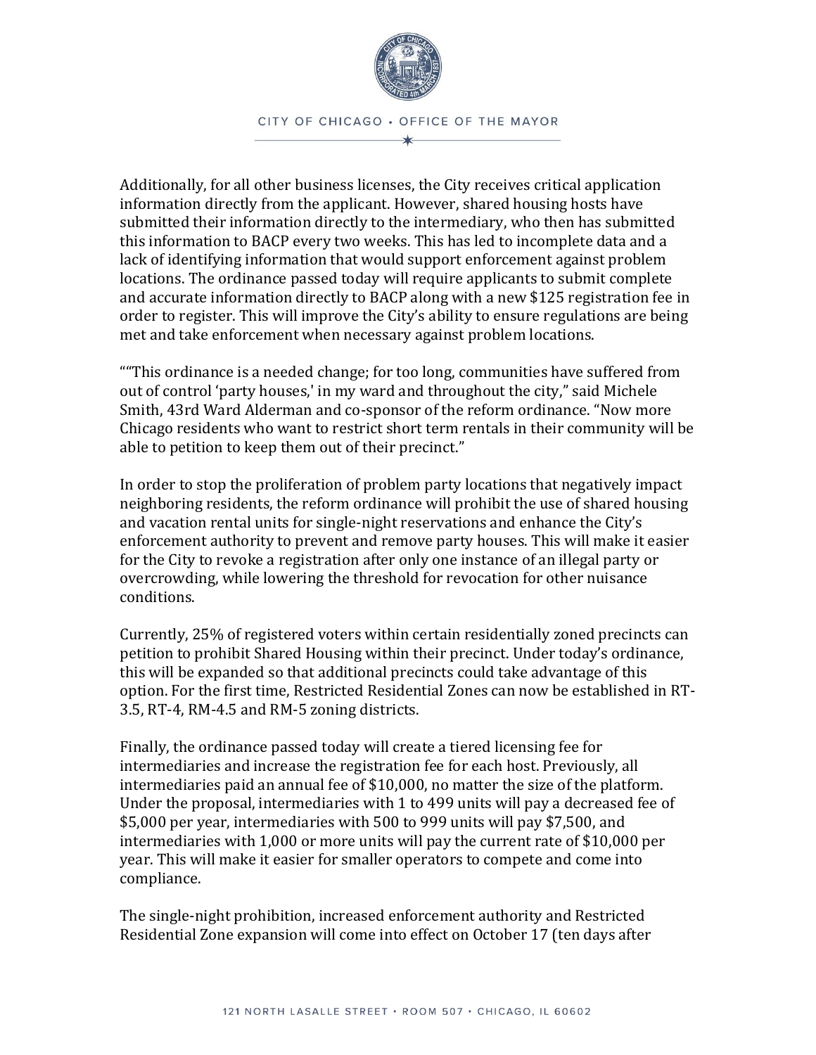Additionally, for all other business licenses, the City receives critical application information directly from the applicant. However, shared housing hosts have submitted their information directly to the intermediary, who then has submitted this information to BACP every two weeks. This has led to incomplete data and a lack of identifying information that would support enforcement against problem locations. The ordinance passed today will require applicants to submit complete and accurate information directly to BACP along with a new $125 registration fee in order to register. This will improve the City's ability to ensure regulations are being met and take enforcement when necessary against problem locations.

""This ordinance is a needed change; for too long, communities have suffered from out of control 'party houses,' in my ward and throughout the city," said Michele Smith, 43rd Ward Alderman and co-sponsor of the reform ordinance. "Now more Chicago residents who want to restrict short term rentals in their community will be able to petition to keep them out of their precinct."

In order to stop the proliferation of problem party locations that negatively impact neighboring residents, the reform ordinance will prohibit the use of shared housing and vacation rental units for single-night reservations and enhance the City's enforcement authority to prevent and remove party houses. This will make it easier for the City to revoke a registration after only one instance of an illegal party or overcrowding, while lowering the threshold for revocation for other nuisance conditions.

Currently, 25% of registered voters within certain residentially zoned precincts can petition to prohibit Shared Housing within their precinct. Under today's ordinance, this will be expanded so that additional precincts could take advantage of this option. For the first time, Restricted Residential Zones can now be established in RT-3.5, RT-4, RM-4.5 and RM-5 zoning districts.

Finally, the ordinance passed today will create a tiered licensing fee for intermediaries and increase the registration fee for each host. Previously, all intermediaries paid an annual fee of $10,000, no matter the size of the platform. Under the proposal, intermediaries with 1 to 499 units will pay a decreased fee of $5,000 per year, intermediaries with 500 to 999 units will pay $7,500, and intermediaries with 1,000 or more units will pay the current rate of $10,000 per year. This will make it easier for smaller operators to compete and come into compliance.

The single-night prohibition, increased enforcement authority and Restricted Residential Zone expansion will come into effect on October 17 (ten days after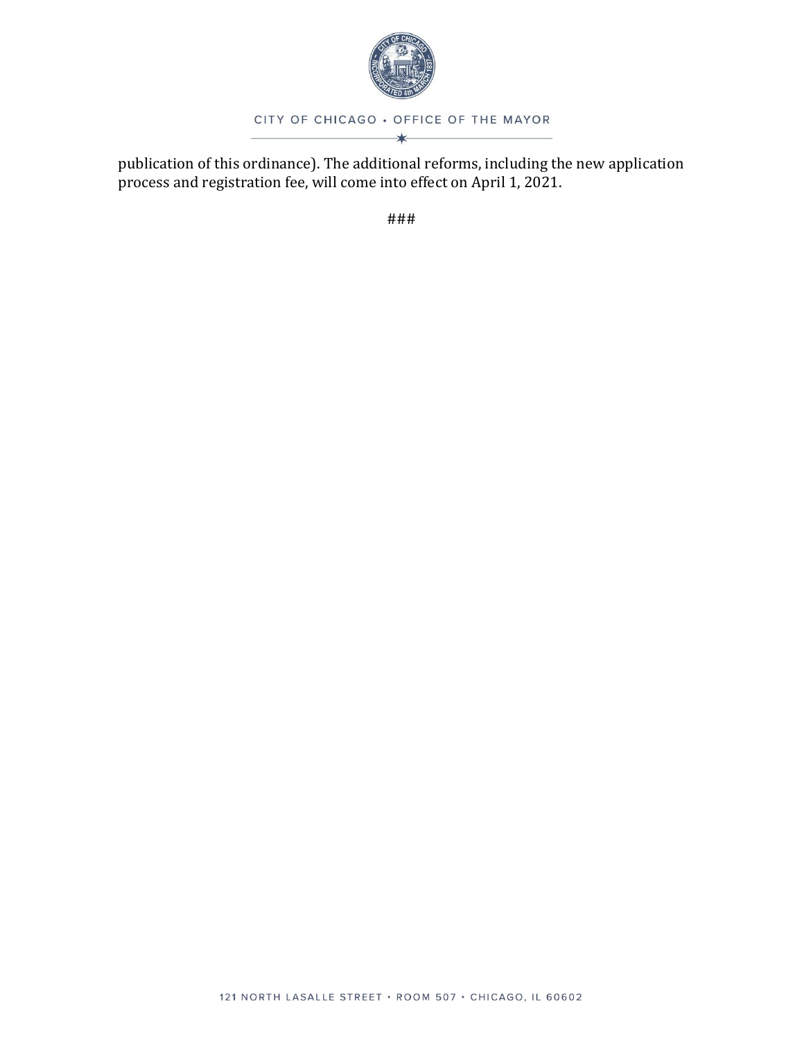publication of this ordinance). The additional reforms, including the new application process and registration fee, will come into effect on April 1, 2021.

###